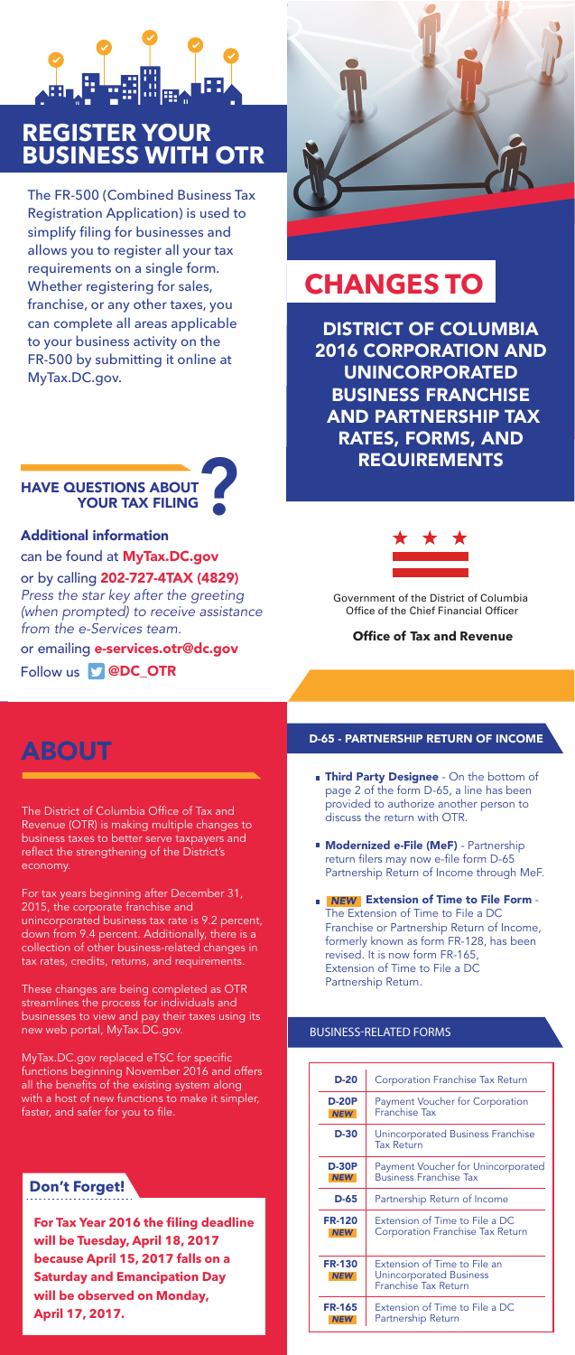# REGISTER YOUR BUSINESS WITH OTR

The FR-500 (Combined Business Tax Registration Application) is used to simplify filing for businesses and allows you to register all your tax requirements on a single form. Whether registering for sales, franchise, or any other taxes, you can complete all areas applicable to your business activity on the FR-500 by submitting it online at MyTax.DC.gov.

## HAVE QUESTIONS ABOUT YOUR TAX FILING?

**Additional information** can be found at **MyTax.DC.gov**

or by calling **202-727-4TAX (4829)**
*Press the star key after the greeting (when prompted) to receive assistance from the e-Services team.*

or emailing **e-services.otr@dc.gov**

Follow us **@DC_OTR**

# CHANGES TO

## DISTRICT OF COLUMBIA 2016 CORPORATION AND UNINCORPORATED BUSINESS FRANCHISE AND PARTNERSHIP TAX RATES, FORMS, AND REQUIREMENTS

Government of the District of Columbia
Office of the Chief Financial Officer

**Office of Tax and Revenue**

# ABOUT

The District of Columbia Office of Tax and Revenue (OTR) is making multiple changes to business taxes to better serve taxpayers and reflect the strengthening of the District's economy.

For tax years beginning after December 31, 2015, the corporate franchise and unincorporated business tax rate is 9.2 percent, down from 9.4 percent. Additionally, there is a collection of other business-related changes in tax rates, credits, returns, and requirements.

These changes are being completed as OTR streamlines the process for individuals and businesses to view and pay their taxes using its new web portal, MyTax.DC.gov.

MyTax.DC.gov replaced eTSC for specific functions beginning November 2016 and offers all the benefits of the existing system along with a host of new functions to make it simpler, faster, and safer for you to file.

## Don't Forget!

**For Tax Year 2016 the filing deadline will be Tuesday, April 18, 2017 because April 15, 2017 falls on a Saturday and Emancipation Day will be observed on Monday, April 17, 2017.**

## D-65 - PARTNERSHIP RETURN OF INCOME

- **Third Party Designee** - On the bottom of page 2 of the form D-65, a line has been provided to authorize another person to discuss the return with OTR.
- **Modernized e-File (MeF)** - Partnership return filers may now e-file form D-65 Partnership Return of Income through MeF.
- ***NEW* Extension of Time to File Form** - The Extension of Time to File a DC Franchise or Partnership Return of Income, formerly known as form FR-128, has been revised. It is now form FR-165, Extension of Time to File a DC Partnership Return.

## BUSINESS-RELATED FORMS

| Form | Description |
| --- | --- |
| D-20 | Corporation Franchise Tax Return |
| D-20P *NEW* | Payment Voucher for Corporation Franchise Tax |
| D-30 | Unincorporated Business Franchise Tax Return |
| D-30P *NEW* | Payment Voucher for Unincorporated Business Franchise Tax |
| D-65 | Partnership Return of Income |
| FR-120 *NEW* | Extension of Time to File a DC Corporation Franchise Tax Return |
| FR-130 *NEW* | Extension of Time to File an Unincorporated Business Franchise Tax Return |
| FR-165 *NEW* | Extension of Time to File a DC Partnership Return |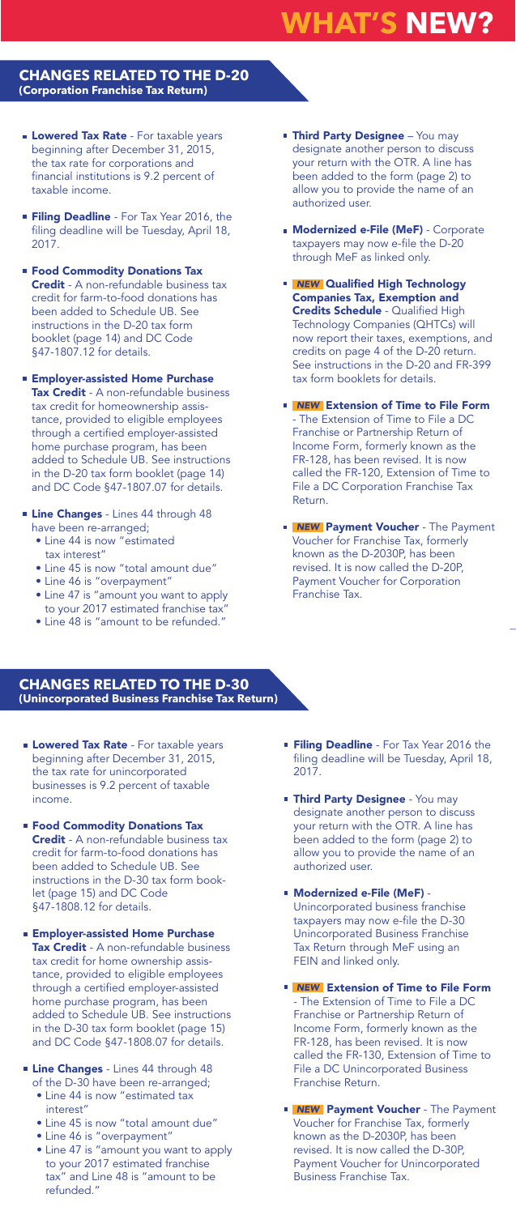# WHAT'S NEW?

## CHANGES RELATED TO THE D-20
**(Corporation Franchise Tax Return)**

- **Lowered Tax Rate** - For taxable years beginning after December 31, 2015, the tax rate for corporations and financial institutions is 9.2 percent of taxable income.
- **Filing Deadline** - For Tax Year 2016, the filing deadline will be Tuesday, April 18, 2017.
- **Food Commodity Donations Tax Credit** - A non-refundable business tax credit for farm-to-food donations has been added to Schedule UB. See instructions in the D-20 tax form booklet (page 14) and DC Code §47-1807.12 for details.
- **Employer-assisted Home Purchase Tax Credit** - A non-refundable business tax credit for homeownership assistance, provided to eligible employees through a certified employer-assisted home purchase program, has been added to Schedule UB. See instructions in the D-20 tax form booklet (page 14) and DC Code §47-1807.07 for details.
- **Line Changes** - Lines 44 through 48 have been re-arranged;
  - Line 44 is now "estimated tax interest"
  - Line 45 is now "total amount due"
  - Line 46 is "overpayment"
  - Line 47 is "amount you want to apply to your 2017 estimated franchise tax"
  - Line 48 is "amount to be refunded."
- **Third Party Designee** – You may designate another person to discuss your return with the OTR. A line has been added to the form (page 2) to allow you to provide the name of an authorized user.
- **Modernized e-File (MeF)** - Corporate taxpayers may now e-file the D-20 through MeF as linked only.
- ***NEW*** **Qualified High Technology Companies Tax, Exemption and Credits Schedule** - Qualified High Technology Companies (QHTCs) will now report their taxes, exemptions, and credits on page 4 of the D-20 return. See instructions in the D-20 and FR-399 tax form booklets for details.
- ***NEW*** **Extension of Time to File Form** - The Extension of Time to File a DC Franchise or Partnership Return of Income Form, formerly known as the FR-128, has been revised. It is now called the FR-120, Extension of Time to File a DC Corporation Franchise Tax Return.
- ***NEW*** **Payment Voucher** - The Payment Voucher for Franchise Tax, formerly known as the D-2030P, has been revised. It is now called the D-20P, Payment Voucher for Corporation Franchise Tax.

## CHANGES RELATED TO THE D-30
**(Unincorporated Business Franchise Tax Return)**

- **Lowered Tax Rate** - For taxable years beginning after December 31, 2015, the tax rate for unincorporated businesses is 9.2 percent of taxable income.
- **Food Commodity Donations Tax Credit** - A non-refundable business tax credit for farm-to-food donations has been added to Schedule UB. See instructions in the D-30 tax form booklet (page 15) and DC Code §47-1808.12 for details.
- **Employer-assisted Home Purchase Tax Credit** - A non-refundable business tax credit for home ownership assistance, provided to eligible employees through a certified employer-assisted home purchase program, has been added to Schedule UB. See instructions in the D-30 tax form booklet (page 15) and DC Code §47-1808.07 for details.
- **Line Changes** - Lines 44 through 48 of the D-30 have been re-arranged;
  - Line 44 is now "estimated tax interest"
  - Line 45 is now "total amount due"
  - Line 46 is "overpayment"
  - Line 47 is "amount you want to apply to your 2017 estimated franchise tax" and Line 48 is "amount to be refunded."
- **Filing Deadline** - For Tax Year 2016 the filing deadline will be Tuesday, April 18, 2017.
- **Third Party Designee** - You may designate another person to discuss your return with the OTR. A line has been added to the form (page 2) to allow you to provide the name of an authorized user.
- **Modernized e-File (MeF)** - Unincorporated business franchise taxpayers may now e-file the D-30 Unincorporated Business Franchise Tax Return through MeF using an FEIN and linked only.
- ***NEW*** **Extension of Time to File Form** - The Extension of Time to File a DC Franchise or Partnership Return of Income Form, formerly known as the FR-128, has been revised. It is now called the FR-130, Extension of Time to File a DC Unincorporated Business Franchise Return.
- ***NEW*** **Payment Voucher** - The Payment Voucher for Franchise Tax, formerly known as the D-2030P, has been revised. It is now called the D-30P, Payment Voucher for Unincorporated Business Franchise Tax.